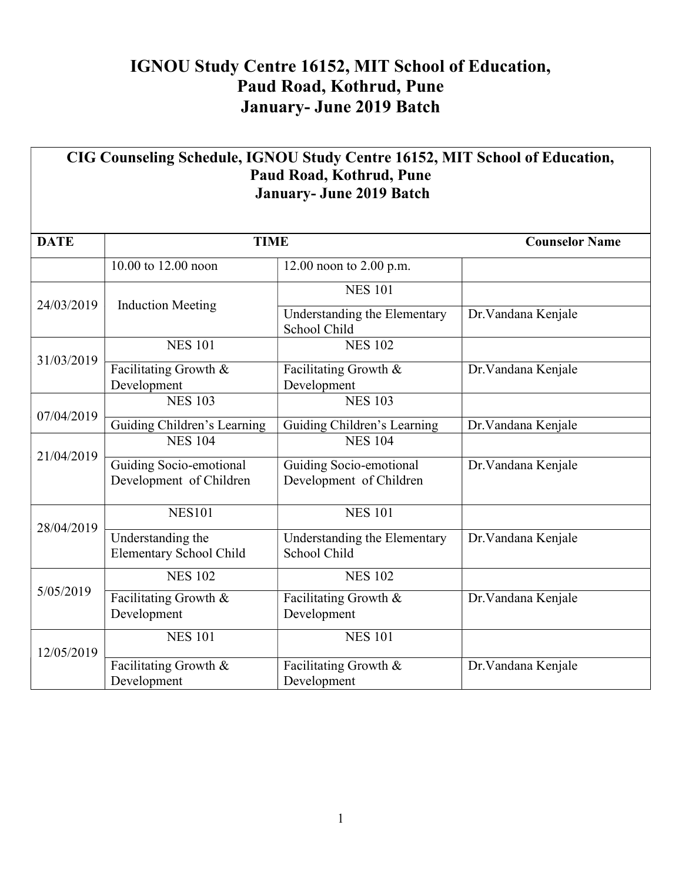# IGNOU Study Centre 16152, MIT School of Education, Paud Road, Kothrud, Pune January- June 2019 Batch

## CIG Counseling Schedule, IGNOU Study Centre 16152, MIT School of Education, Paud Road, Kothrud, Pune January- June 2019 Batch

| DATE | TIME | | Counselor Name |
|---|---|---|---|
| | 10.00 to 12.00 noon | 12.00 noon to 2.00 p.m. | |
| 24/03/2019 | Induction Meeting | NES 101 | |
| | | Understanding the Elementary School Child | Dr.Vandana Kenjale |
| 31/03/2019 | NES 101 | NES 102 | |
| | Facilitating Growth & Development | Facilitating Growth & Development | Dr.Vandana Kenjale |
| 07/04/2019 | NES 103 | NES 103 | |
| | Guiding Children's Learning | Guiding Children's Learning | Dr.Vandana Kenjale |
| 21/04/2019 | NES 104 | NES 104 | |
| | Guiding Socio-emotional Development of Children | Guiding Socio-emotional Development of Children | Dr.Vandana Kenjale |
| 28/04/2019 | NES101 | NES 101 | |
| | Understanding the Elementary School Child | Understanding the Elementary School Child | Dr.Vandana Kenjale |
| 5/05/2019 | NES 102 | NES 102 | |
| | Facilitating Growth & Development | Facilitating Growth & Development | Dr.Vandana Kenjale |
| 12/05/2019 | NES 101 | NES 101 | |
| | Facilitating Growth & Development | Facilitating Growth & Development | Dr.Vandana Kenjale |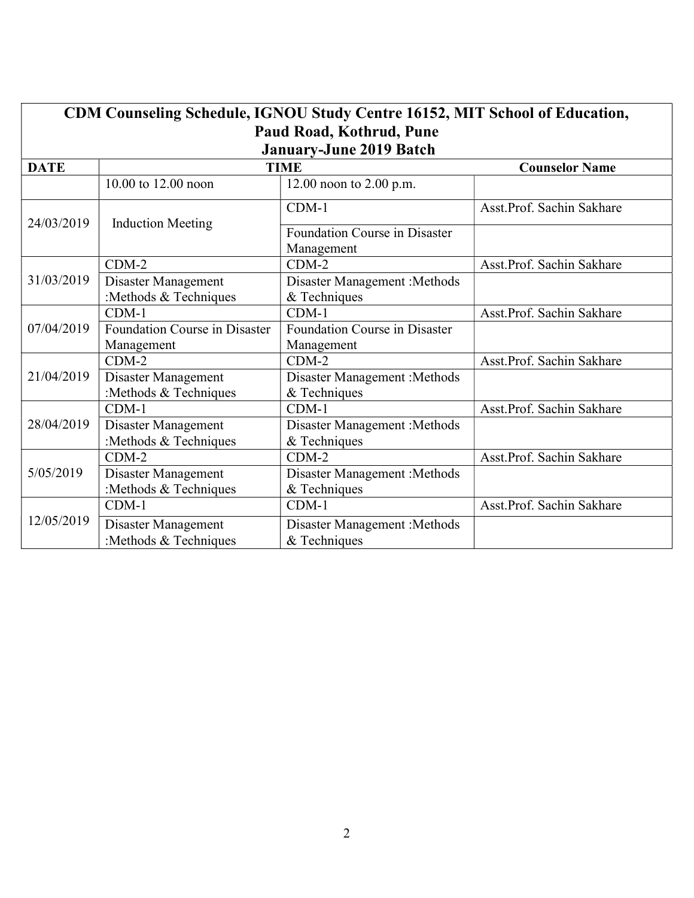| CDM Counseling Schedule, IGNOU Study Centre 16152, MIT School of Education, Paud Road, Kothrud, Pune<br>January-June 2019 Batch | | | |
|---|---|---|---|
| **DATE** | **TIME** | | **Counselor Name** |
| | 10.00 to 12.00 noon | 12.00 noon to 2.00 p.m. | |
| 24/03/2019 | Induction Meeting | CDM-1 | Asst.Prof. Sachin Sakhare |
| | | Foundation Course in Disaster Management | |
| 31/03/2019 | CDM-2 | CDM-2 | Asst.Prof. Sachin Sakhare |
| | Disaster Management :Methods & Techniques | Disaster Management :Methods & Techniques | |
| 07/04/2019 | CDM-1 | CDM-1 | Asst.Prof. Sachin Sakhare |
| | Foundation Course in Disaster Management | Foundation Course in Disaster Management | |
| 21/04/2019 | CDM-2 | CDM-2 | Asst.Prof. Sachin Sakhare |
| | Disaster Management :Methods & Techniques | Disaster Management :Methods & Techniques | |
| 28/04/2019 | CDM-1 | CDM-1 | Asst.Prof. Sachin Sakhare |
| | Disaster Management :Methods & Techniques | Disaster Management :Methods & Techniques | |
| 5/05/2019 | CDM-2 | CDM-2 | Asst.Prof. Sachin Sakhare |
| | Disaster Management :Methods & Techniques | Disaster Management :Methods & Techniques | |
| 12/05/2019 | CDM-1 | CDM-1 | Asst.Prof. Sachin Sakhare |
| | Disaster Management :Methods & Techniques | Disaster Management :Methods & Techniques | |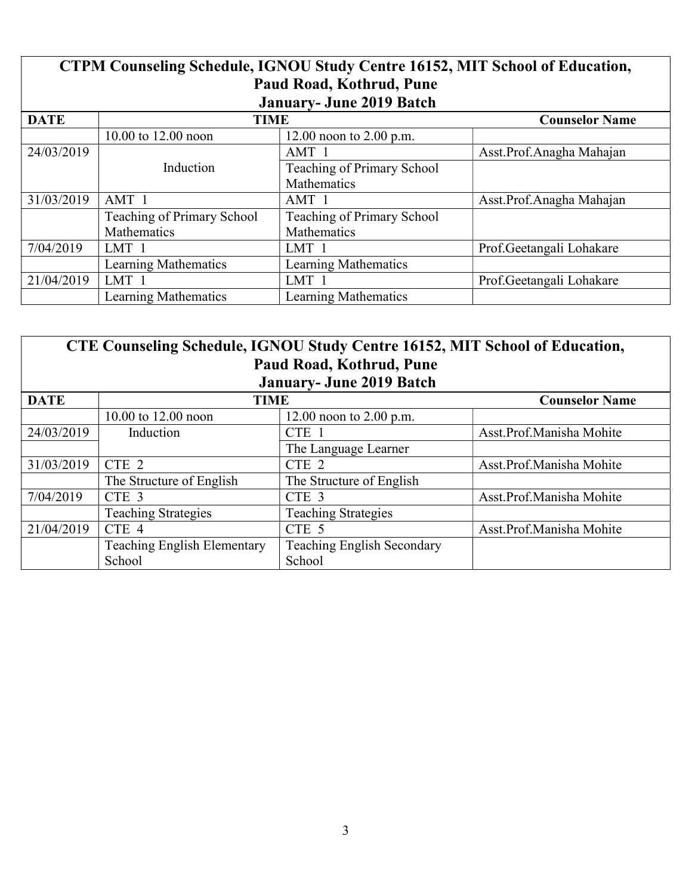## CTPM Counseling Schedule, IGNOU Study Centre 16152, MIT School of Education, Paud Road, Kothrud, Pune

### January- June 2019 Batch

| DATE | TIME | | Counselor Name |
|---|---|---|---|
| | 10.00 to 12.00 noon | 12.00 noon to 2.00 p.m. | |
| 24/03/2019 | Induction | AMT 1 | Asst.Prof.Anagha Mahajan |
| | | Teaching of Primary School Mathematics | |
| 31/03/2019 | AMT 1 | AMT 1 | Asst.Prof.Anagha Mahajan |
| | Teaching of Primary School Mathematics | Teaching of Primary School Mathematics | |
| 7/04/2019 | LMT 1 | LMT 1 | Prof.Geetangali Lohakare |
| | Learning Mathematics | Learning Mathematics | |
| 21/04/2019 | LMT 1 | LMT 1 | Prof.Geetangali Lohakare |
| | Learning Mathematics | Learning Mathematics | |

## CTE Counseling Schedule, IGNOU Study Centre 16152, MIT School of Education, Paud Road, Kothrud, Pune

### January- June 2019 Batch

| DATE | TIME | | Counselor Name |
|---|---|---|---|
| | 10.00 to 12.00 noon | 12.00 noon to 2.00 p.m. | |
| 24/03/2019 | Induction | CTE 1 | Asst.Prof.Manisha Mohite |
| | | The Language Learner | |
| 31/03/2019 | CTE 2 | CTE 2 | Asst.Prof.Manisha Mohite |
| | The Structure of English | The Structure of English | |
| 7/04/2019 | CTE 3 | CTE 3 | Asst.Prof.Manisha Mohite |
| | Teaching Strategies | Teaching Strategies | |
| 21/04/2019 | CTE 4 | CTE 5 | Asst.Prof.Manisha Mohite |
| | Teaching English Elementary School | Teaching English Secondary School | |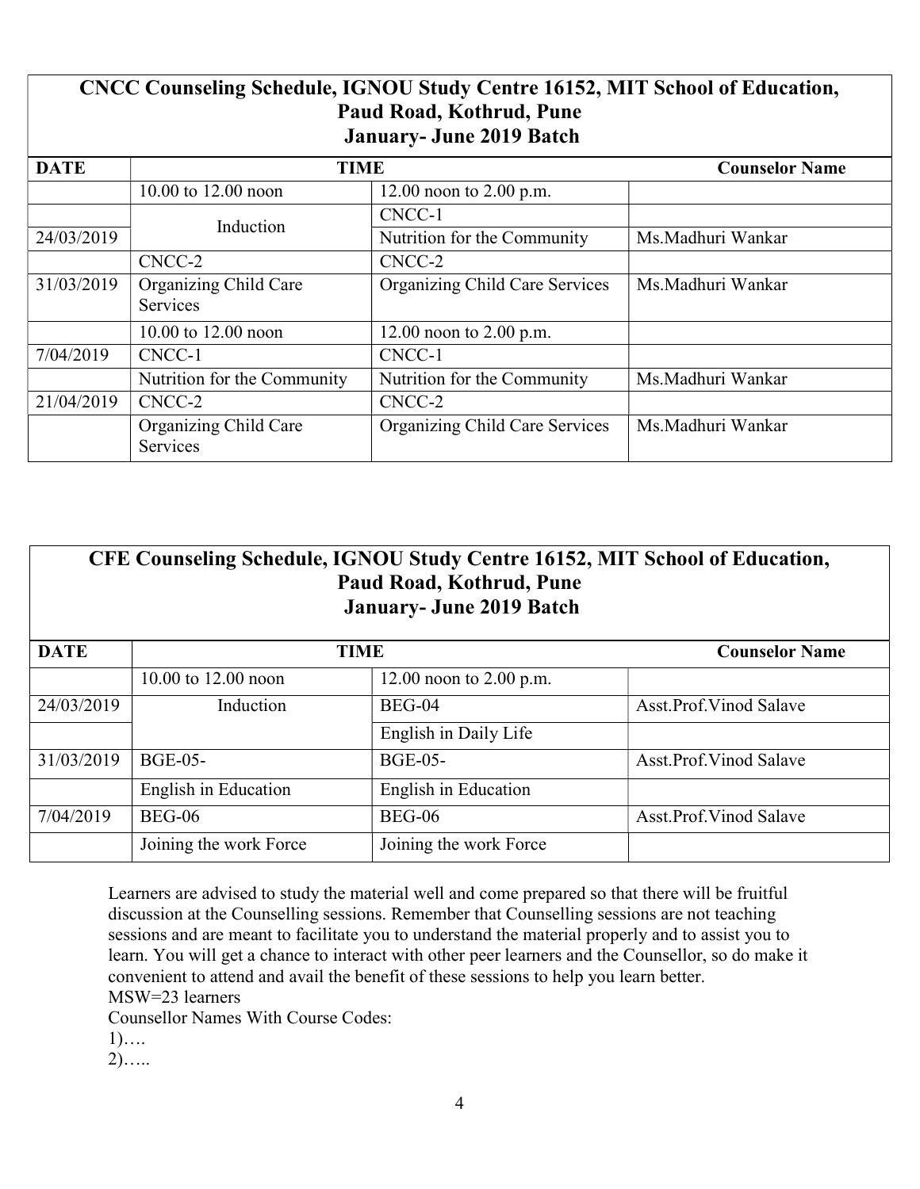## CNCC Counseling Schedule, IGNOU Study Centre 16152, MIT School of Education, Paud Road, Kothrud, Pune January- June 2019 Batch

| DATE | TIME | | Counselor Name |
|---|---|---|---|
| | 10.00 to 12.00 noon | 12.00 noon to 2.00 p.m. | |
| | Induction | CNCC-1 | |
| 24/03/2019 | | Nutrition for the Community | Ms.Madhuri Wankar |
| | CNCC-2 | CNCC-2 | |
| 31/03/2019 | Organizing Child Care Services | Organizing Child Care Services | Ms.Madhuri Wankar |
| | 10.00 to 12.00 noon | 12.00 noon to 2.00 p.m. | |
| 7/04/2019 | CNCC-1 | CNCC-1 | |
| | Nutrition for the Community | Nutrition for the Community | Ms.Madhuri Wankar |
| 21/04/2019 | CNCC-2 | CNCC-2 | |
| | Organizing Child Care Services | Organizing Child Care Services | Ms.Madhuri Wankar |

## CFE Counseling Schedule, IGNOU Study Centre 16152, MIT School of Education, Paud Road, Kothrud, Pune January- June 2019 Batch

| DATE | TIME | | Counselor Name |
|---|---|---|---|
| | 10.00 to 12.00 noon | 12.00 noon to 2.00 p.m. | |
| 24/03/2019 | Induction | BEG-04 | Asst.Prof.Vinod Salave |
| | | English in Daily Life | |
| 31/03/2019 | BGE-05- | BGE-05- | Asst.Prof.Vinod Salave |
| | English in Education | English in Education | |
| 7/04/2019 | BEG-06 | BEG-06 | Asst.Prof.Vinod Salave |
| | Joining the work Force | Joining the work Force | |

Learners are advised to study the material well and come prepared so that there will be fruitful discussion at the Counselling sessions. Remember that Counselling sessions are not teaching sessions and are meant to facilitate you to understand the material properly and to assist you to learn. You will get a chance to interact with other peer learners and the Counsellor, so do make it convenient to attend and avail the benefit of these sessions to help you learn better.

MSW=23 learners

Counsellor Names With Course Codes:

1)….

2)…..